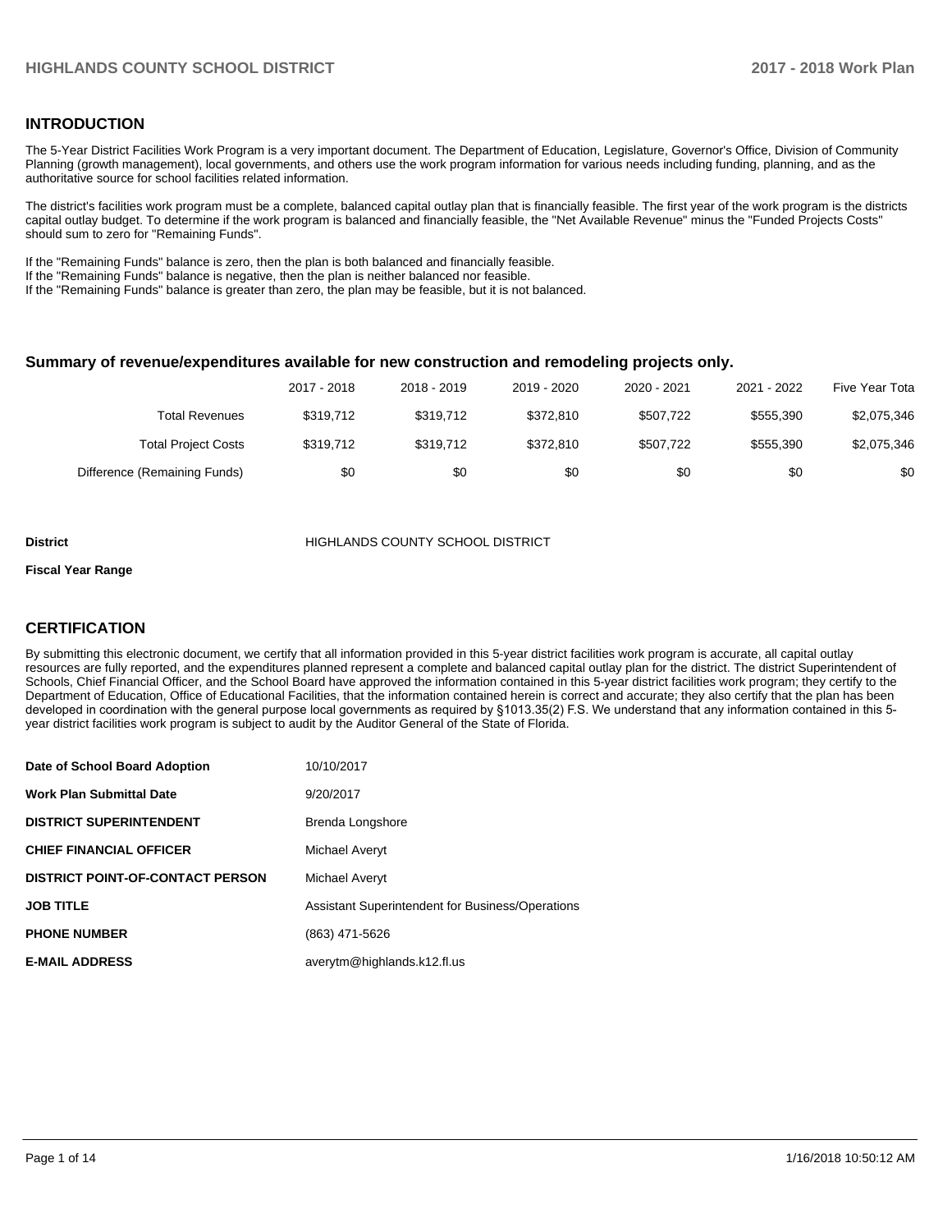## INTRODUCTION

The 5-Year District Facilities Work Program is a very important document. The Department of Education, Legislature, Governor's Office, Division of Community Planning (growth management), local governments, and others use the work program information for various needs including funding, planning, and as the authoritative source for school facilities related information.

The district's facilities work program must be a complete, balanced capital outlay plan that is financially feasible. The first year of the work program is the districts capital outlay budget. To determine if the work program is balanced and financially feasible, the "Net Available Revenue" minus the "Funded Projects Costs" should sum to zero for "Remaining Funds".

If the "Remaining Funds" balance is zero, then the plan is both balanced and financially feasible.
If the "Remaining Funds" balance is negative, then the plan is neither balanced nor feasible.
If the "Remaining Funds" balance is greater than zero, the plan may be feasible, but it is not balanced.

### Summary of revenue/expenditures available for new construction and remodeling projects only.

| | 2017 - 2018 | 2018 - 2019 | 2019 - 2020 | 2020 - 2021 | 2021 - 2022 | Five Year Tota |
|---|---|---|---|---|---|---|
| Total Revenues | $319,712 | $319,712 | $372,810 | $507,722 | $555,390 | $2,075,346 |
| Total Project Costs | $319,712 | $319,712 | $372,810 | $507,722 | $555,390 | $2,075,346 |
| Difference (Remaining Funds) | $0 | $0 | $0 | $0 | $0 | $0 |

**District** HIGHLANDS COUNTY SCHOOL DISTRICT

**Fiscal Year Range**

## CERTIFICATION

By submitting this electronic document, we certify that all information provided in this 5-year district facilities work program is accurate, all capital outlay resources are fully reported, and the expenditures planned represent a complete and balanced capital outlay plan for the district. The district Superintendent of Schools, Chief Financial Officer, and the School Board have approved the information contained in this 5-year district facilities work program; they certify to the Department of Education, Office of Educational Facilities, that the information contained herein is correct and accurate; they also certify that the plan has been developed in coordination with the general purpose local governments as required by §1013.35(2) F.S. We understand that any information contained in this 5-year district facilities work program is subject to audit by the Auditor General of the State of Florida.

| | |
|---|---|
| **Date of School Board Adoption** | 10/10/2017 |
| **Work Plan Submittal Date** | 9/20/2017 |
| **DISTRICT SUPERINTENDENT** | Brenda Longshore |
| **CHIEF FINANCIAL OFFICER** | Michael Averyt |
| **DISTRICT POINT-OF-CONTACT PERSON** | Michael Averyt |
| **JOB TITLE** | Assistant Superintendent for Business/Operations |
| **PHONE NUMBER** | (863) 471-5626 |
| **E-MAIL ADDRESS** | averytm@highlands.k12.fl.us |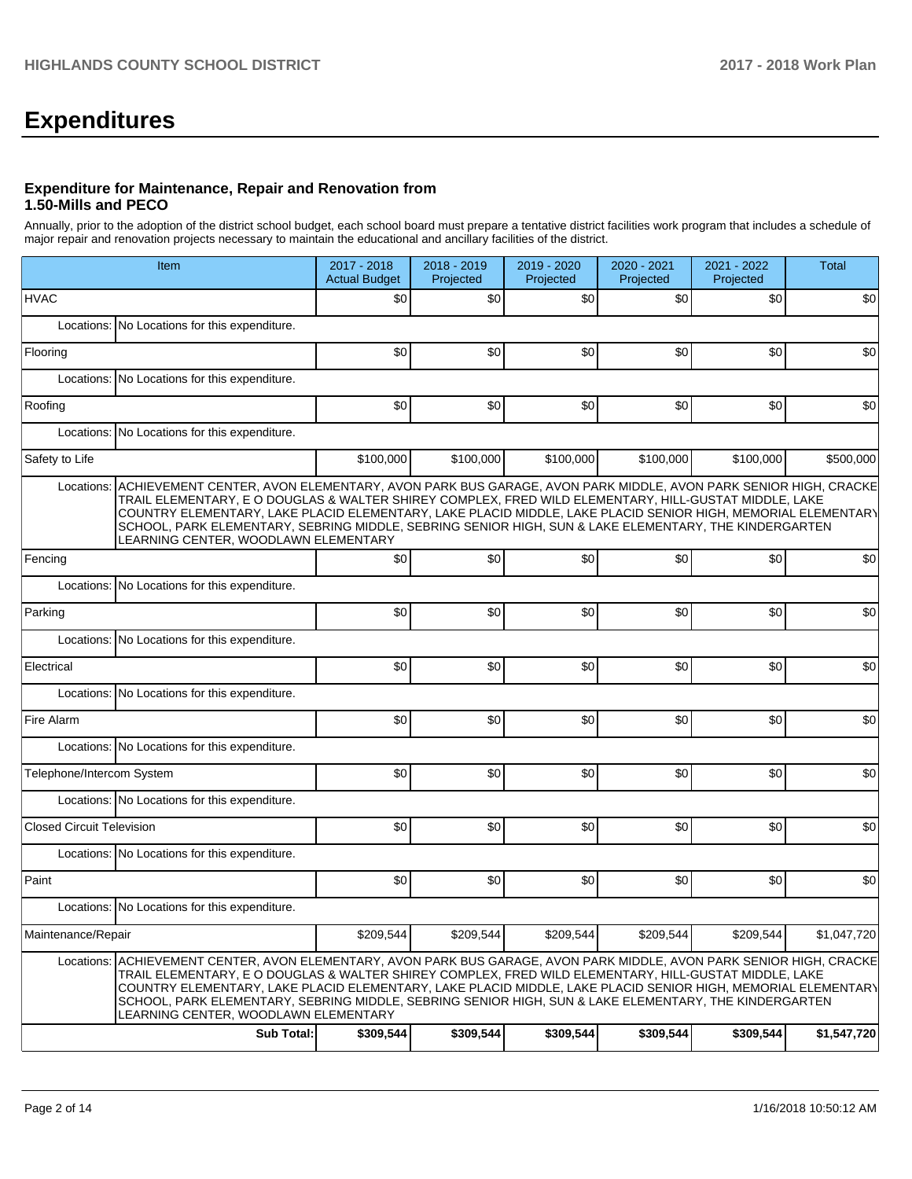# Expenditures

### Expenditure for Maintenance, Repair and Renovation from 1.50-Mills and PECO

Annually, prior to the adoption of the district school budget, each school board must prepare a tentative district facilities work program that includes a schedule of major repair and renovation projects necessary to maintain the educational and ancillary facilities of the district.

| Item | | 2017 - 2018 Actual Budget | 2018 - 2019 Projected | 2019 - 2020 Projected | 2020 - 2021 Projected | 2021 - 2022 Projected | Total |
|---|---|---|---|---|---|---|---|
| HVAC | | $0 | $0 | $0 | $0 | $0 | $0 |
| | Locations: | No Locations for this expenditure. | | | | | |
| Flooring | | $0 | $0 | $0 | $0 | $0 | $0 |
| | Locations: | No Locations for this expenditure. | | | | | |
| Roofing | | $0 | $0 | $0 | $0 | $0 | $0 |
| | Locations: | No Locations for this expenditure. | | | | | |
| Safety to Life | | $100,000 | $100,000 | $100,000 | $100,000 | $100,000 | $500,000 |
| | Locations: | ACHIEVEMENT CENTER, AVON ELEMENTARY, AVON PARK BUS GARAGE, AVON PARK MIDDLE, AVON PARK SENIOR HIGH, CRACKER TRAIL ELEMENTARY, E O DOUGLAS & WALTER SHIREY COMPLEX, FRED WILD ELEMENTARY, HILL-GUSTAT MIDDLE, LAKE COUNTRY ELEMENTARY, LAKE PLACID ELEMENTARY, LAKE PLACID MIDDLE, LAKE PLACID SENIOR HIGH, MEMORIAL ELEMENTARY SCHOOL, PARK ELEMENTARY, SEBRING MIDDLE, SEBRING SENIOR HIGH, SUN & LAKE ELEMENTARY, THE KINDERGARTEN LEARNING CENTER, WOODLAWN ELEMENTARY | | | | | |
| Fencing | | $0 | $0 | $0 | $0 | $0 | $0 |
| | Locations: | No Locations for this expenditure. | | | | | |
| Parking | | $0 | $0 | $0 | $0 | $0 | $0 |
| | Locations: | No Locations for this expenditure. | | | | | |
| Electrical | | $0 | $0 | $0 | $0 | $0 | $0 |
| | Locations: | No Locations for this expenditure. | | | | | |
| Fire Alarm | | $0 | $0 | $0 | $0 | $0 | $0 |
| | Locations: | No Locations for this expenditure. | | | | | |
| Telephone/Intercom System | | $0 | $0 | $0 | $0 | $0 | $0 |
| | Locations: | No Locations for this expenditure. | | | | | |
| Closed Circuit Television | | $0 | $0 | $0 | $0 | $0 | $0 |
| | Locations: | No Locations for this expenditure. | | | | | |
| Paint | | $0 | $0 | $0 | $0 | $0 | $0 |
| | Locations: | No Locations for this expenditure. | | | | | |
| Maintenance/Repair | | $209,544 | $209,544 | $209,544 | $209,544 | $209,544 | $1,047,720 |
| | Locations: | ACHIEVEMENT CENTER, AVON ELEMENTARY, AVON PARK BUS GARAGE, AVON PARK MIDDLE, AVON PARK SENIOR HIGH, CRACKER TRAIL ELEMENTARY, E O DOUGLAS & WALTER SHIREY COMPLEX, FRED WILD ELEMENTARY, HILL-GUSTAT MIDDLE, LAKE COUNTRY ELEMENTARY, LAKE PLACID ELEMENTARY, LAKE PLACID MIDDLE, LAKE PLACID SENIOR HIGH, MEMORIAL ELEMENTARY SCHOOL, PARK ELEMENTARY, SEBRING MIDDLE, SEBRING SENIOR HIGH, SUN & LAKE ELEMENTARY, THE KINDERGARTEN LEARNING CENTER, WOODLAWN ELEMENTARY | | | | | |
| | **Sub Total:** | **$309,544** | **$309,544** | **$309,544** | **$309,544** | **$309,544** | **$1,547,720** |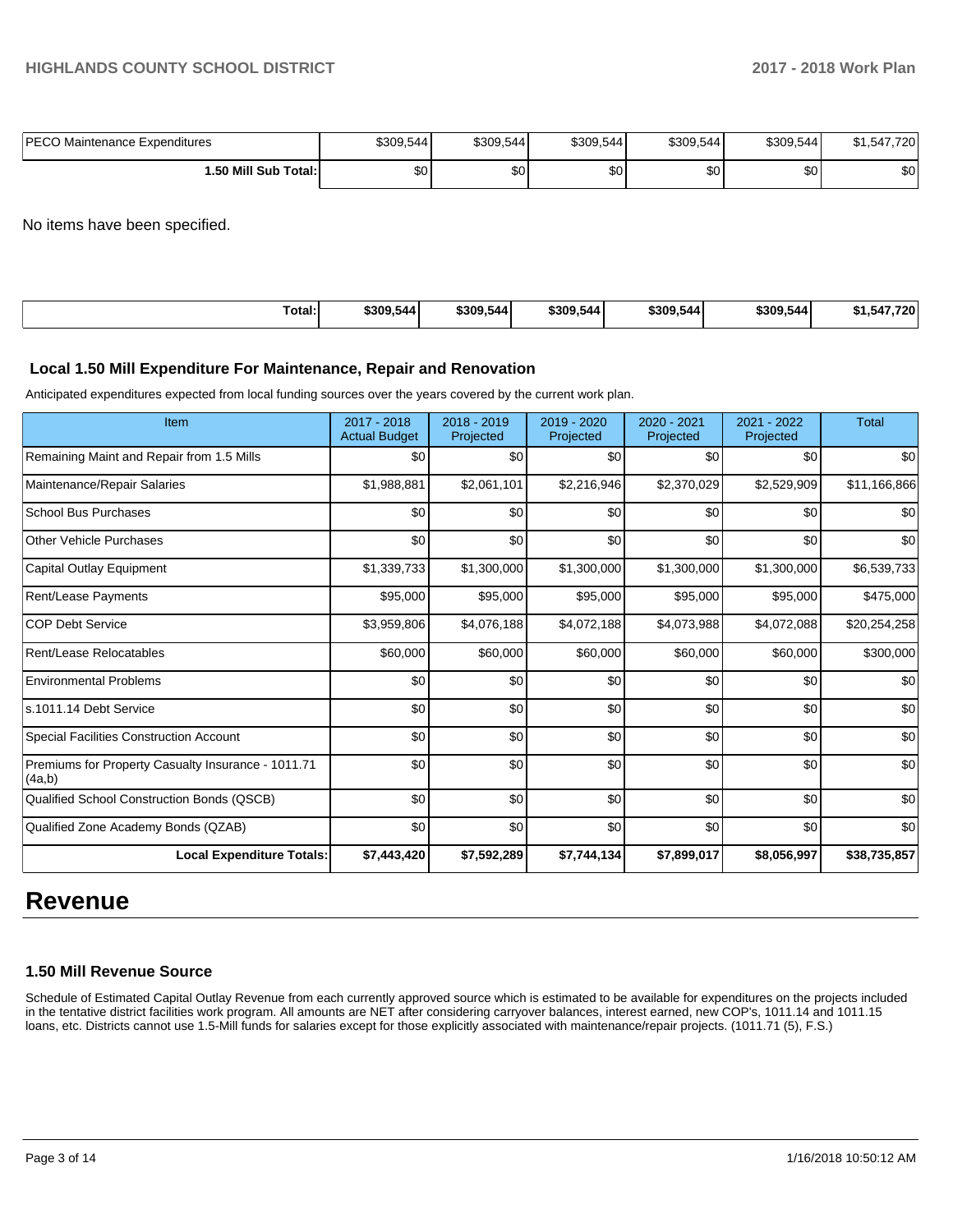| PECO Maintenance Expenditures | $309,544 | $309,544 | $309,544 | $309,544 | $309,544 | $1,547,720 |
|---|---|---|---|---|---|---|
| **1.50 Mill Sub Total:** | $0 | $0 | $0 | $0 | $0 | $0 |

No items have been specified.

| **Total:** | **$309,544** | **$309,544** | **$309,544** | **$309,544** | **$309,544** | **$1,547,720** |
|---|---|---|---|---|---|---|

### Local 1.50 Mill Expenditure For Maintenance, Repair and Renovation

Anticipated expenditures expected from local funding sources over the years covered by the current work plan.

| Item | 2017 - 2018 Actual Budget | 2018 - 2019 Projected | 2019 - 2020 Projected | 2020 - 2021 Projected | 2021 - 2022 Projected | Total |
|---|---|---|---|---|---|---|
| Remaining Maint and Repair from 1.5 Mills | $0 | $0 | $0 | $0 | $0 | $0 |
| Maintenance/Repair Salaries | $1,988,881 | $2,061,101 | $2,216,946 | $2,370,029 | $2,529,909 | $11,166,866 |
| School Bus Purchases | $0 | $0 | $0 | $0 | $0 | $0 |
| Other Vehicle Purchases | $0 | $0 | $0 | $0 | $0 | $0 |
| Capital Outlay Equipment | $1,339,733 | $1,300,000 | $1,300,000 | $1,300,000 | $1,300,000 | $6,539,733 |
| Rent/Lease Payments | $95,000 | $95,000 | $95,000 | $95,000 | $95,000 | $475,000 |
| COP Debt Service | $3,959,806 | $4,076,188 | $4,072,188 | $4,073,988 | $4,072,088 | $20,254,258 |
| Rent/Lease Relocatables | $60,000 | $60,000 | $60,000 | $60,000 | $60,000 | $300,000 |
| Environmental Problems | $0 | $0 | $0 | $0 | $0 | $0 |
| s.1011.14 Debt Service | $0 | $0 | $0 | $0 | $0 | $0 |
| Special Facilities Construction Account | $0 | $0 | $0 | $0 | $0 | $0 |
| Premiums for Property Casualty Insurance - 1011.71 (4a,b) | $0 | $0 | $0 | $0 | $0 | $0 |
| Qualified School Construction Bonds (QSCB) | $0 | $0 | $0 | $0 | $0 | $0 |
| Qualified Zone Academy Bonds (QZAB) | $0 | $0 | $0 | $0 | $0 | $0 |
| **Local Expenditure Totals:** | **$7,443,420** | **$7,592,289** | **$7,744,134** | **$7,899,017** | **$8,056,997** | **$38,735,857** |

# Revenue

### 1.50 Mill Revenue Source

Schedule of Estimated Capital Outlay Revenue from each currently approved source which is estimated to be available for expenditures on the projects included in the tentative district facilities work program. All amounts are NET after considering carryover balances, interest earned, new COP's, 1011.14 and 1011.15 loans, etc. Districts cannot use 1.5-Mill funds for salaries except for those explicitly associated with maintenance/repair projects. (1011.71 (5), F.S.)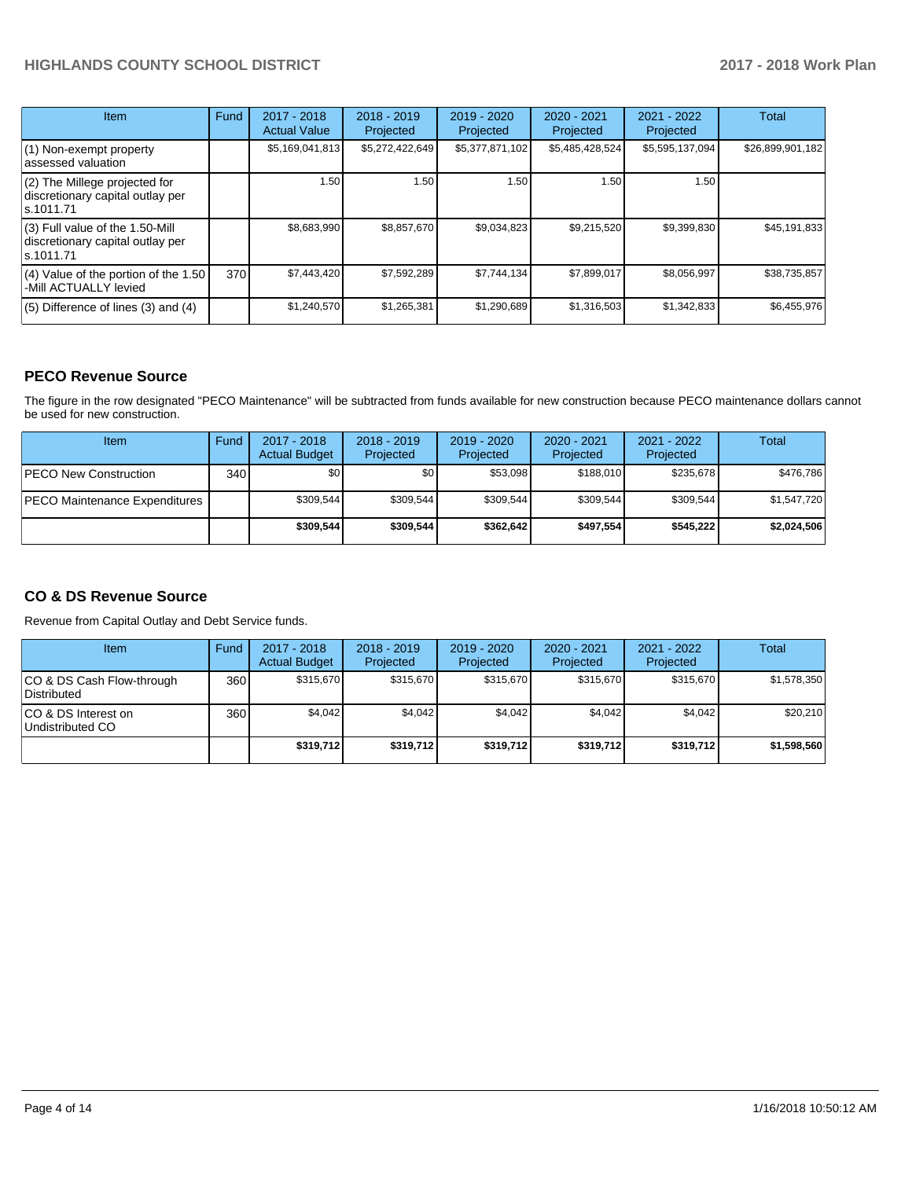| Item | Fund | 2017 - 2018 Actual Value | 2018 - 2019 Projected | 2019 - 2020 Projected | 2020 - 2021 Projected | 2021 - 2022 Projected | Total |
|---|---|---|---|---|---|---|---|
| (1) Non-exempt property assessed valuation | | $5,169,041,813 | $5,272,422,649 | $5,377,871,102 | $5,485,428,524 | $5,595,137,094 | $26,899,901,182 |
| (2) The Millege projected for discretionary capital outlay per s.1011.71 | | 1.50 | 1.50 | 1.50 | 1.50 | 1.50 | |
| (3) Full value of the 1.50-Mill discretionary capital outlay per s.1011.71 | | $8,683,990 | $8,857,670 | $9,034,823 | $9,215,520 | $9,399,830 | $45,191,833 |
| (4) Value of the portion of the 1.50 -Mill ACTUALLY levied | 370 | $7,443,420 | $7,592,289 | $7,744,134 | $7,899,017 | $8,056,997 | $38,735,857 |
| (5) Difference of lines (3) and (4) | | $1,240,570 | $1,265,381 | $1,290,689 | $1,316,503 | $1,342,833 | $6,455,976 |

## PECO Revenue Source

The figure in the row designated "PECO Maintenance" will be subtracted from funds available for new construction because PECO maintenance dollars cannot be used for new construction.

| Item | Fund | 2017 - 2018 Actual Budget | 2018 - 2019 Projected | 2019 - 2020 Projected | 2020 - 2021 Projected | 2021 - 2022 Projected | Total |
|---|---|---|---|---|---|---|---|
| PECO New Construction | 340 | $0 | $0 | $53,098 | $188,010 | $235,678 | $476,786 |
| PECO Maintenance Expenditures | | $309,544 | $309,544 | $309,544 | $309,544 | $309,544 | $1,547,720 |
| | | **$309,544** | **$309,544** | **$362,642** | **$497,554** | **$545,222** | **$2,024,506** |

## CO & DS Revenue Source

Revenue from Capital Outlay and Debt Service funds.

| Item | Fund | 2017 - 2018 Actual Budget | 2018 - 2019 Projected | 2019 - 2020 Projected | 2020 - 2021 Projected | 2021 - 2022 Projected | Total |
|---|---|---|---|---|---|---|---|
| CO & DS Cash Flow-through Distributed | 360 | $315,670 | $315,670 | $315,670 | $315,670 | $315,670 | $1,578,350 |
| CO & DS Interest on Undistributed CO | 360 | $4,042 | $4,042 | $4,042 | $4,042 | $4,042 | $20,210 |
| | | **$319,712** | **$319,712** | **$319,712** | **$319,712** | **$319,712** | **$1,598,560** |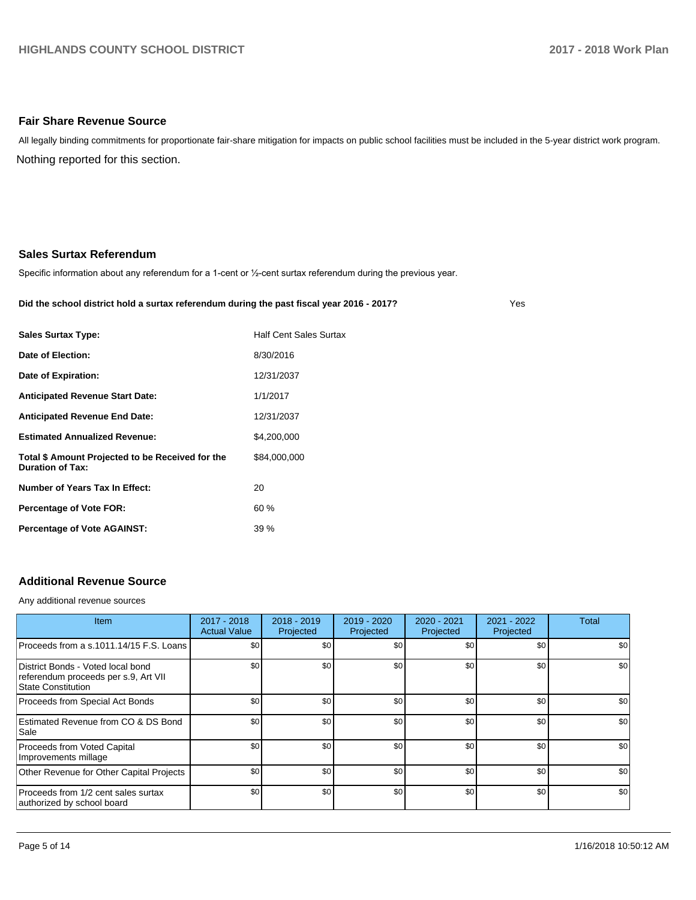## Fair Share Revenue Source

All legally binding commitments for proportionate fair-share mitigation for impacts on public school facilities must be included in the 5-year district work program.

Nothing reported for this section.

## Sales Surtax Referendum

Specific information about any referendum for a 1-cent or ½-cent surtax referendum during the previous year.

**Did the school district hold a surtax referendum during the past fiscal year 2016 - 2017?** Yes

| | |
|---|---|
| **Sales Surtax Type:** | Half Cent Sales Surtax |
| **Date of Election:** | 8/30/2016 |
| **Date of Expiration:** | 12/31/2037 |
| **Anticipated Revenue Start Date:** | 1/1/2017 |
| **Anticipated Revenue End Date:** | 12/31/2037 |
| **Estimated Annualized Revenue:** | $4,200,000 |
| **Total $ Amount Projected to be Received for the Duration of Tax:** | $84,000,000 |
| **Number of Years Tax In Effect:** | 20 |
| **Percentage of Vote FOR:** | 60 % |
| **Percentage of Vote AGAINST:** | 39 % |

## Additional Revenue Source

Any additional revenue sources

| Item | 2017 - 2018 Actual Value | 2018 - 2019 Projected | 2019 - 2020 Projected | 2020 - 2021 Projected | 2021 - 2022 Projected | Total |
|---|---|---|---|---|---|---|
| Proceeds from a s.1011.14/15 F.S. Loans | $0 | $0 | $0 | $0 | $0 | $0 |
| District Bonds - Voted local bond referendum proceeds per s.9, Art VII State Constitution | $0 | $0 | $0 | $0 | $0 | $0 |
| Proceeds from Special Act Bonds | $0 | $0 | $0 | $0 | $0 | $0 |
| Estimated Revenue from CO & DS Bond Sale | $0 | $0 | $0 | $0 | $0 | $0 |
| Proceeds from Voted Capital Improvements millage | $0 | $0 | $0 | $0 | $0 | $0 |
| Other Revenue for Other Capital Projects | $0 | $0 | $0 | $0 | $0 | $0 |
| Proceeds from 1/2 cent sales surtax authorized by school board | $0 | $0 | $0 | $0 | $0 | $0 |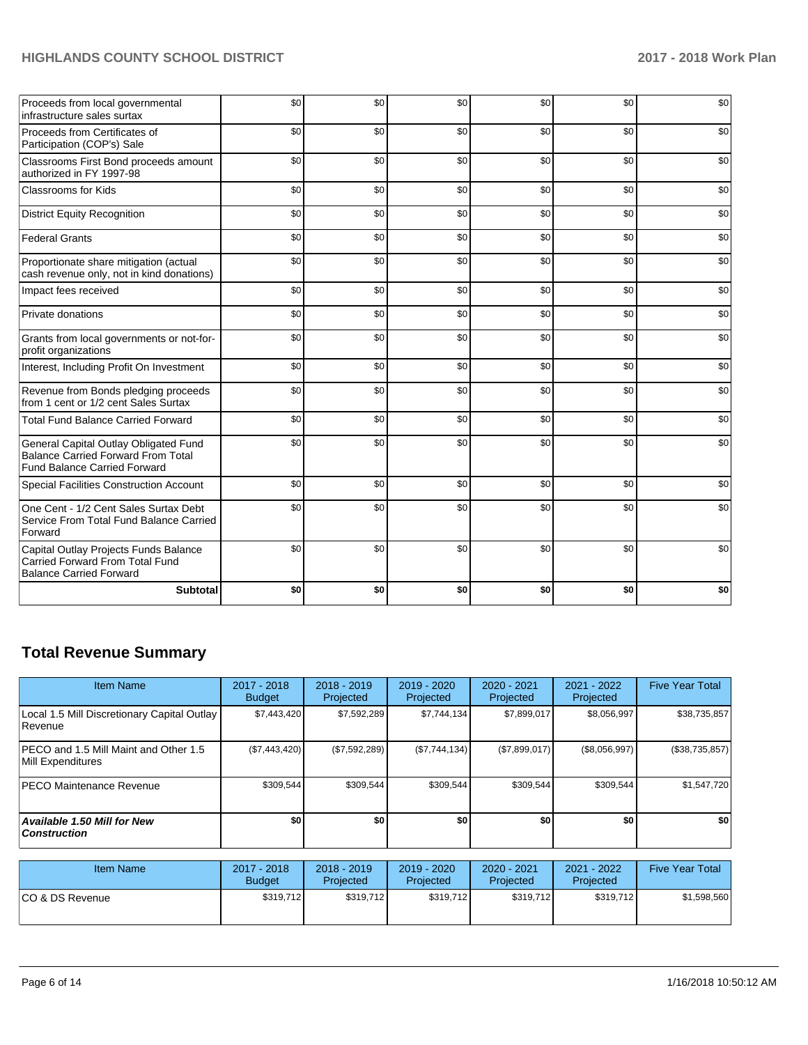| | | | | | | |
|---|---|---|---|---|---|---|
| Proceeds from local governmental infrastructure sales surtax | $0 | $0 | $0 | $0 | $0 | $0 |
| Proceeds from Certificates of Participation (COP's) Sale | $0 | $0 | $0 | $0 | $0 | $0 |
| Classrooms First Bond proceeds amount authorized in FY 1997-98 | $0 | $0 | $0 | $0 | $0 | $0 |
| Classrooms for Kids | $0 | $0 | $0 | $0 | $0 | $0 |
| District Equity Recognition | $0 | $0 | $0 | $0 | $0 | $0 |
| Federal Grants | $0 | $0 | $0 | $0 | $0 | $0 |
| Proportionate share mitigation (actual cash revenue only, not in kind donations) | $0 | $0 | $0 | $0 | $0 | $0 |
| Impact fees received | $0 | $0 | $0 | $0 | $0 | $0 |
| Private donations | $0 | $0 | $0 | $0 | $0 | $0 |
| Grants from local governments or not-for-profit organizations | $0 | $0 | $0 | $0 | $0 | $0 |
| Interest, Including Profit On Investment | $0 | $0 | $0 | $0 | $0 | $0 |
| Revenue from Bonds pledging proceeds from 1 cent or 1/2 cent Sales Surtax | $0 | $0 | $0 | $0 | $0 | $0 |
| Total Fund Balance Carried Forward | $0 | $0 | $0 | $0 | $0 | $0 |
| General Capital Outlay Obligated Fund Balance Carried Forward From Total Fund Balance Carried Forward | $0 | $0 | $0 | $0 | $0 | $0 |
| Special Facilities Construction Account | $0 | $0 | $0 | $0 | $0 | $0 |
| One Cent - 1/2 Cent Sales Surtax Debt Service From Total Fund Balance Carried Forward | $0 | $0 | $0 | $0 | $0 | $0 |
| Capital Outlay Projects Funds Balance Carried Forward From Total Fund Balance Carried Forward | $0 | $0 | $0 | $0 | $0 | $0 |
| **Subtotal** | **$0** | **$0** | **$0** | **$0** | **$0** | **$0** |

## Total Revenue Summary

| Item Name | 2017 - 2018 Budget | 2018 - 2019 Projected | 2019 - 2020 Projected | 2020 - 2021 Projected | 2021 - 2022 Projected | Five Year Total |
|---|---|---|---|---|---|---|
| Local 1.5 Mill Discretionary Capital Outlay Revenue | $7,443,420 | $7,592,289 | $7,744,134 | $7,899,017 | $8,056,997 | $38,735,857 |
| PECO and 1.5 Mill Maint and Other 1.5 Mill Expenditures | ($7,443,420) | ($7,592,289) | ($7,744,134) | ($7,899,017) | ($8,056,997) | ($38,735,857) |
| PECO Maintenance Revenue | $309,544 | $309,544 | $309,544 | $309,544 | $309,544 | $1,547,720 |
| ***Available 1.50 Mill for New Construction*** | **$0** | **$0** | **$0** | **$0** | **$0** | **$0** |

| Item Name | 2017 - 2018 Budget | 2018 - 2019 Projected | 2019 - 2020 Projected | 2020 - 2021 Projected | 2021 - 2022 Projected | Five Year Total |
|---|---|---|---|---|---|---|
| CO & DS Revenue | $319,712 | $319,712 | $319,712 | $319,712 | $319,712 | $1,598,560 |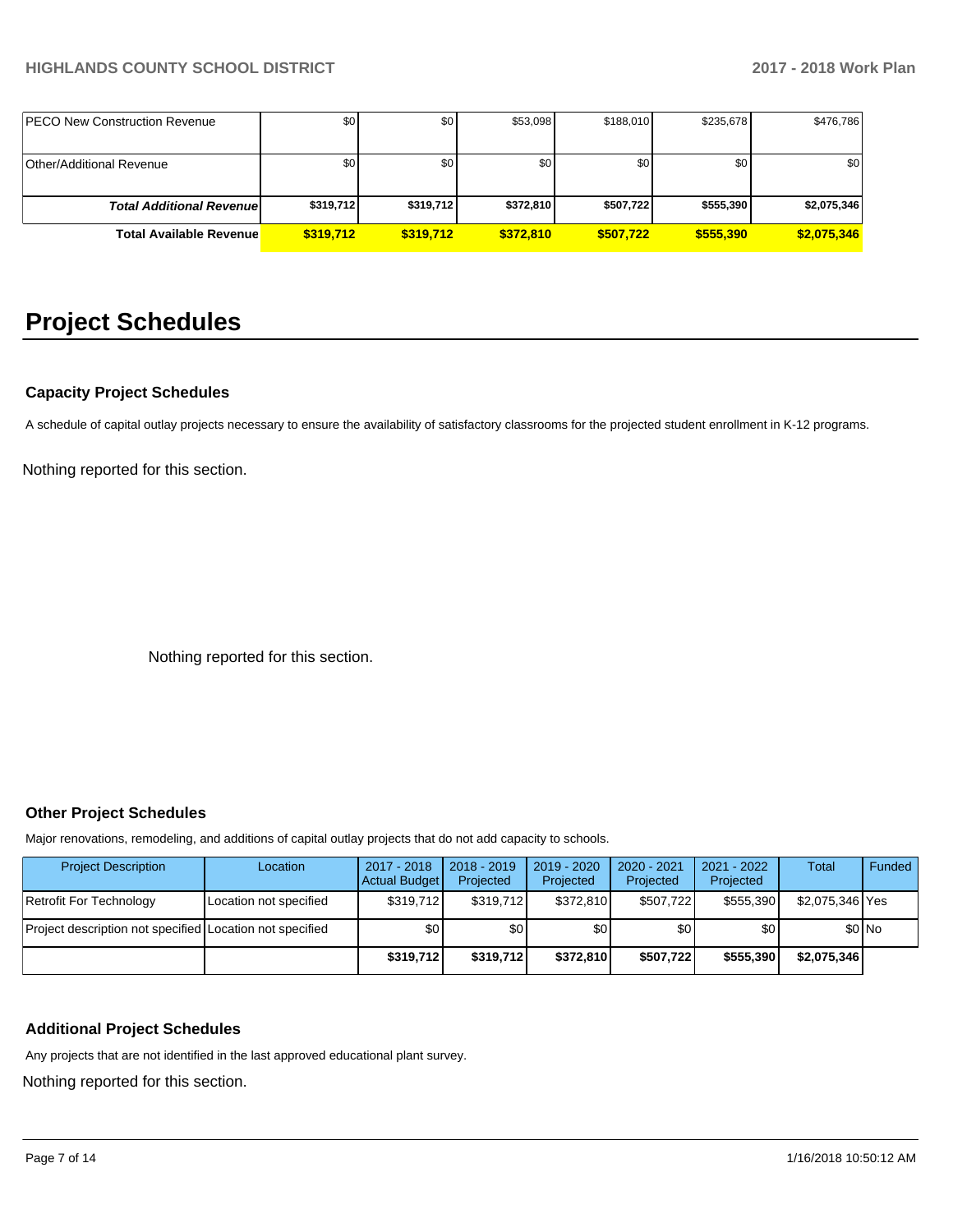| | | | | | | |
|---|---|---|---|---|---|---|
| PECO New Construction Revenue | $0 | $0 | $53,098 | $188,010 | $235,678 | $476,786 |
| Other/Additional Revenue | $0 | $0 | $0 | $0 | $0 | $0 |
| ***Total Additional Revenue*** | **$319,712** | **$319,712** | **$372,810** | **$507,722** | **$555,390** | **$2,075,346** |
| **Total Available Revenue** | **$319,712** | **$319,712** | **$372,810** | **$507,722** | **$555,390** | **$2,075,346** |

# Project Schedules

### Capacity Project Schedules

A schedule of capital outlay projects necessary to ensure the availability of satisfactory classrooms for the projected student enrollment in K-12 programs.

Nothing reported for this section.

Nothing reported for this section.

### Other Project Schedules

Major renovations, remodeling, and additions of capital outlay projects that do not add capacity to schools.

| Project Description | Location | 2017 - 2018 Actual Budget | 2018 - 2019 Projected | 2019 - 2020 Projected | 2020 - 2021 Projected | 2021 - 2022 Projected | Total | Funded |
|---|---|---|---|---|---|---|---|---|
| Retrofit For Technology | Location not specified | $319,712 | $319,712 | $372,810 | $507,722 | $555,390 | $2,075,346 | Yes |
| Project description not specified | Location not specified | $0 | $0 | $0 | $0 | $0 | $0 | No |
| | | **$319,712** | **$319,712** | **$372,810** | **$507,722** | **$555,390** | **$2,075,346** | |

### Additional Project Schedules

Any projects that are not identified in the last approved educational plant survey.

Nothing reported for this section.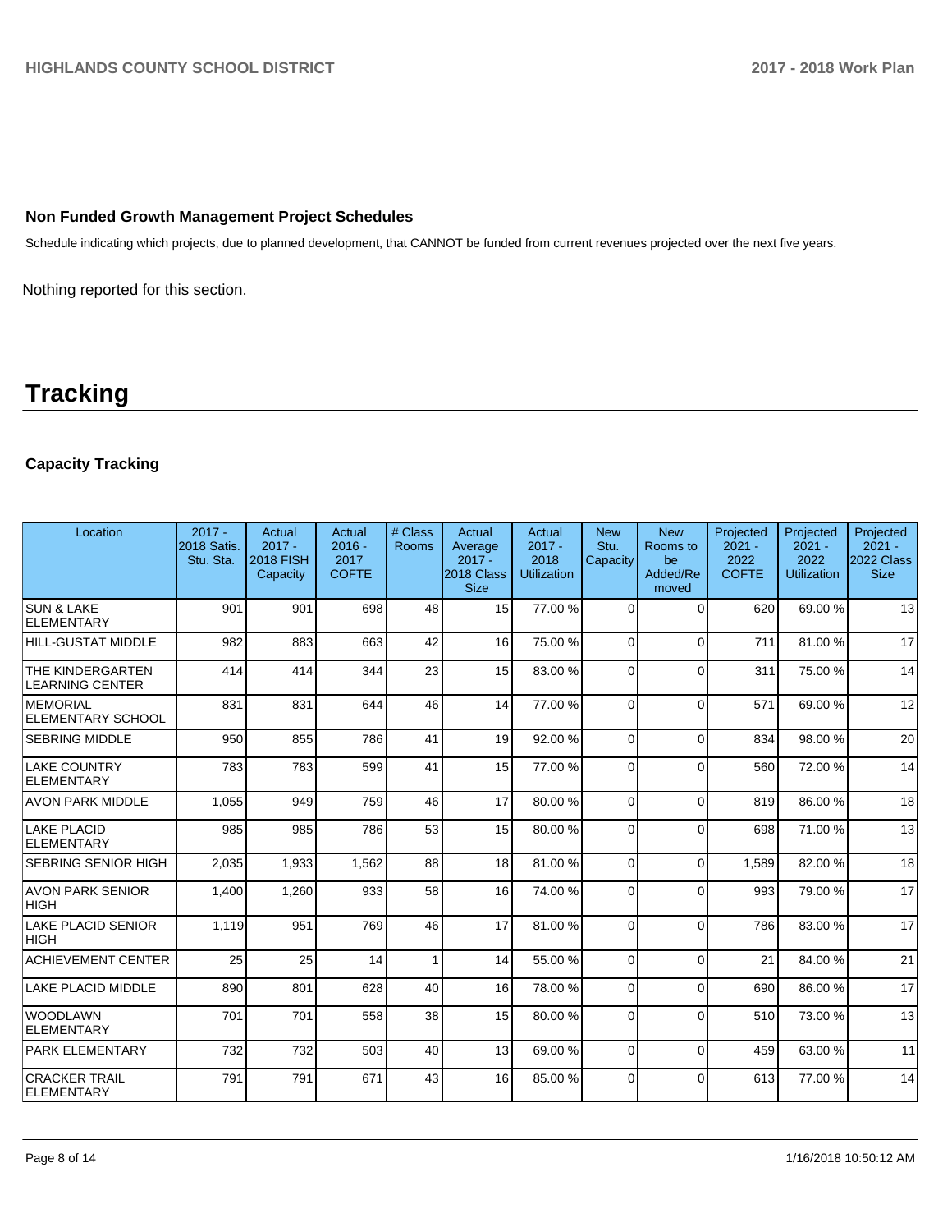## Non Funded Growth Management Project Schedules

Schedule indicating which projects, due to planned development, that CANNOT be funded from current revenues projected over the next five years.

Nothing reported for this section.

# Tracking

### Capacity Tracking

| Location | 2017 - 2018 Satis. Stu. Sta. | Actual 2017 - 2018 FISH Capacity | Actual 2016 - 2017 COFTE | # Class Rooms | Actual Average 2017 - 2018 Class Size | Actual 2017 - 2018 Utilization | New Stu. Capacity | New Rooms to be Added/Removed | Projected 2021 - 2022 COFTE | Projected 2021 - 2022 Utilization | Projected 2021 - 2022 Class Size |
|---|---|---|---|---|---|---|---|---|---|---|---|
| SUN & LAKE ELEMENTARY | 901 | 901 | 698 | 48 | 15 | 77.00 % | 0 | 0 | 620 | 69.00 % | 13 |
| HILL-GUSTAT MIDDLE | 982 | 883 | 663 | 42 | 16 | 75.00 % | 0 | 0 | 711 | 81.00 % | 17 |
| THE KINDERGARTEN LEARNING CENTER | 414 | 414 | 344 | 23 | 15 | 83.00 % | 0 | 0 | 311 | 75.00 % | 14 |
| MEMORIAL ELEMENTARY SCHOOL | 831 | 831 | 644 | 46 | 14 | 77.00 % | 0 | 0 | 571 | 69.00 % | 12 |
| SEBRING MIDDLE | 950 | 855 | 786 | 41 | 19 | 92.00 % | 0 | 0 | 834 | 98.00 % | 20 |
| LAKE COUNTRY ELEMENTARY | 783 | 783 | 599 | 41 | 15 | 77.00 % | 0 | 0 | 560 | 72.00 % | 14 |
| AVON PARK MIDDLE | 1,055 | 949 | 759 | 46 | 17 | 80.00 % | 0 | 0 | 819 | 86.00 % | 18 |
| LAKE PLACID ELEMENTARY | 985 | 985 | 786 | 53 | 15 | 80.00 % | 0 | 0 | 698 | 71.00 % | 13 |
| SEBRING SENIOR HIGH | 2,035 | 1,933 | 1,562 | 88 | 18 | 81.00 % | 0 | 0 | 1,589 | 82.00 % | 18 |
| AVON PARK SENIOR HIGH | 1,400 | 1,260 | 933 | 58 | 16 | 74.00 % | 0 | 0 | 993 | 79.00 % | 17 |
| LAKE PLACID SENIOR HIGH | 1,119 | 951 | 769 | 46 | 17 | 81.00 % | 0 | 0 | 786 | 83.00 % | 17 |
| ACHIEVEMENT CENTER | 25 | 25 | 14 | 1 | 14 | 55.00 % | 0 | 0 | 21 | 84.00 % | 21 |
| LAKE PLACID MIDDLE | 890 | 801 | 628 | 40 | 16 | 78.00 % | 0 | 0 | 690 | 86.00 % | 17 |
| WOODLAWN ELEMENTARY | 701 | 701 | 558 | 38 | 15 | 80.00 % | 0 | 0 | 510 | 73.00 % | 13 |
| PARK ELEMENTARY | 732 | 732 | 503 | 40 | 13 | 69.00 % | 0 | 0 | 459 | 63.00 % | 11 |
| CRACKER TRAIL ELEMENTARY | 791 | 791 | 671 | 43 | 16 | 85.00 % | 0 | 0 | 613 | 77.00 % | 14 |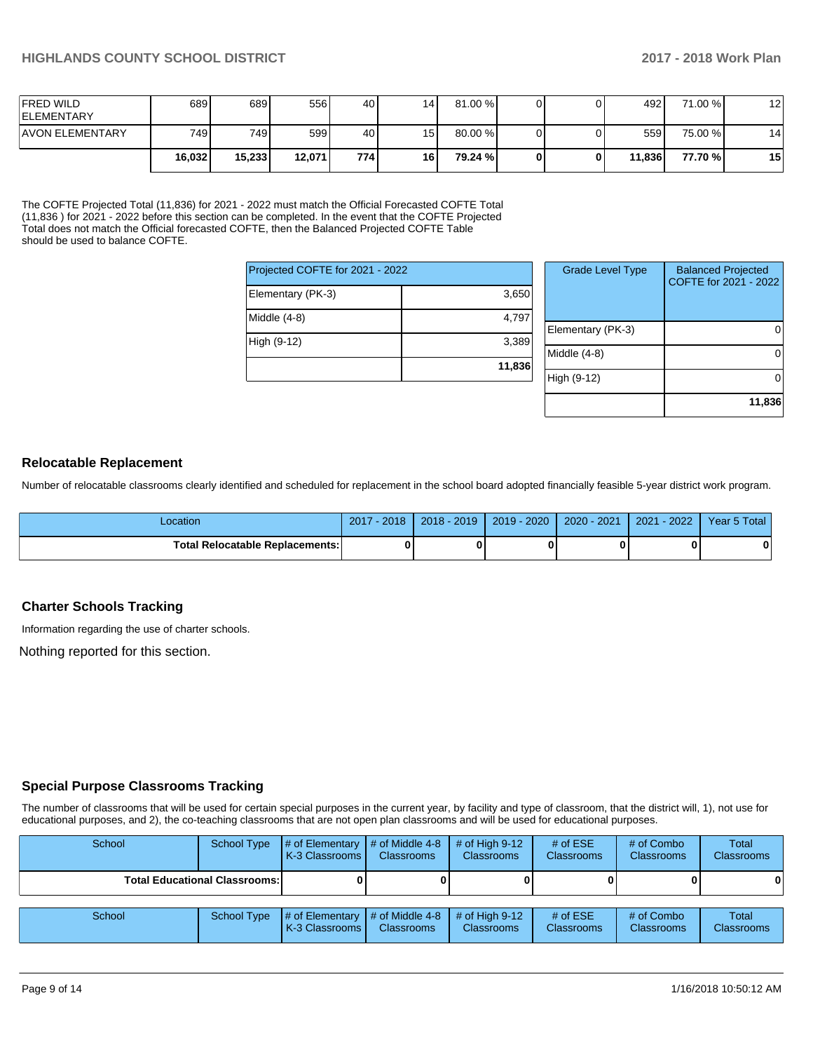| | | | | | | | | | | |
|---|---|---|---|---|---|---|---|---|---|---|
| FRED WILD ELEMENTARY | 689 | 689 | 556 | 40 | 14 | 81.00 % | 0 | 0 | 492 | 71.00 % | 12 |
| AVON ELEMENTARY | 749 | 749 | 599 | 40 | 15 | 80.00 % | 0 | 0 | 559 | 75.00 % | 14 |
| | **16,032** | **15,233** | **12,071** | **774** | **16** | **79.24 %** | **0** | **0** | **11,836** | **77.70 %** | **15** |

The COFTE Projected Total (11,836) for 2021 - 2022 must match the Official Forecasted COFTE Total (11,836 ) for 2021 - 2022 before this section can be completed. In the event that the COFTE Projected Total does not match the Official forecasted COFTE, then the Balanced Projected COFTE Table should be used to balance COFTE.

| Projected COFTE for 2021 - 2022 | |
|---|---|
| Elementary (PK-3) | 3,650 |
| Middle (4-8) | 4,797 |
| High (9-12) | 3,389 |
| | **11,836** |

| Grade Level Type | Balanced Projected COFTE for 2021 - 2022 |
|---|---|
| Elementary (PK-3) | 0 |
| Middle (4-8) | 0 |
| High (9-12) | 0 |
| | **11,836** |

## Relocatable Replacement

Number of relocatable classrooms clearly identified and scheduled for replacement in the school board adopted financially feasible 5-year district work program.

| Location | 2017 - 2018 | 2018 - 2019 | 2019 - 2020 | 2020 - 2021 | 2021 - 2022 | Year 5 Total |
|---|---|---|---|---|---|---|
| **Total Relocatable Replacements:** | **0** | **0** | **0** | **0** | **0** | **0** |

## Charter Schools Tracking

Information regarding the use of charter schools.

Nothing reported for this section.

## Special Purpose Classrooms Tracking

The number of classrooms that will be used for certain special purposes in the current year, by facility and type of classroom, that the district will, 1), not use for educational purposes, and 2), the co-teaching classrooms that are not open plan classrooms and will be used for educational purposes.

| School | School Type | # of Elementary K-3 Classrooms | # of Middle 4-8 Classrooms | # of High 9-12 Classrooms | # of ESE Classrooms | # of Combo Classrooms | Total Classrooms |
|---|---|---|---|---|---|---|---|
| **Total Educational Classrooms:** | | **0** | **0** | **0** | **0** | **0** | **0** |

| School | School Type | # of Elementary K-3 Classrooms | # of Middle 4-8 Classrooms | # of High 9-12 Classrooms | # of ESE Classrooms | # of Combo Classrooms | Total Classrooms |
|---|---|---|---|---|---|---|---|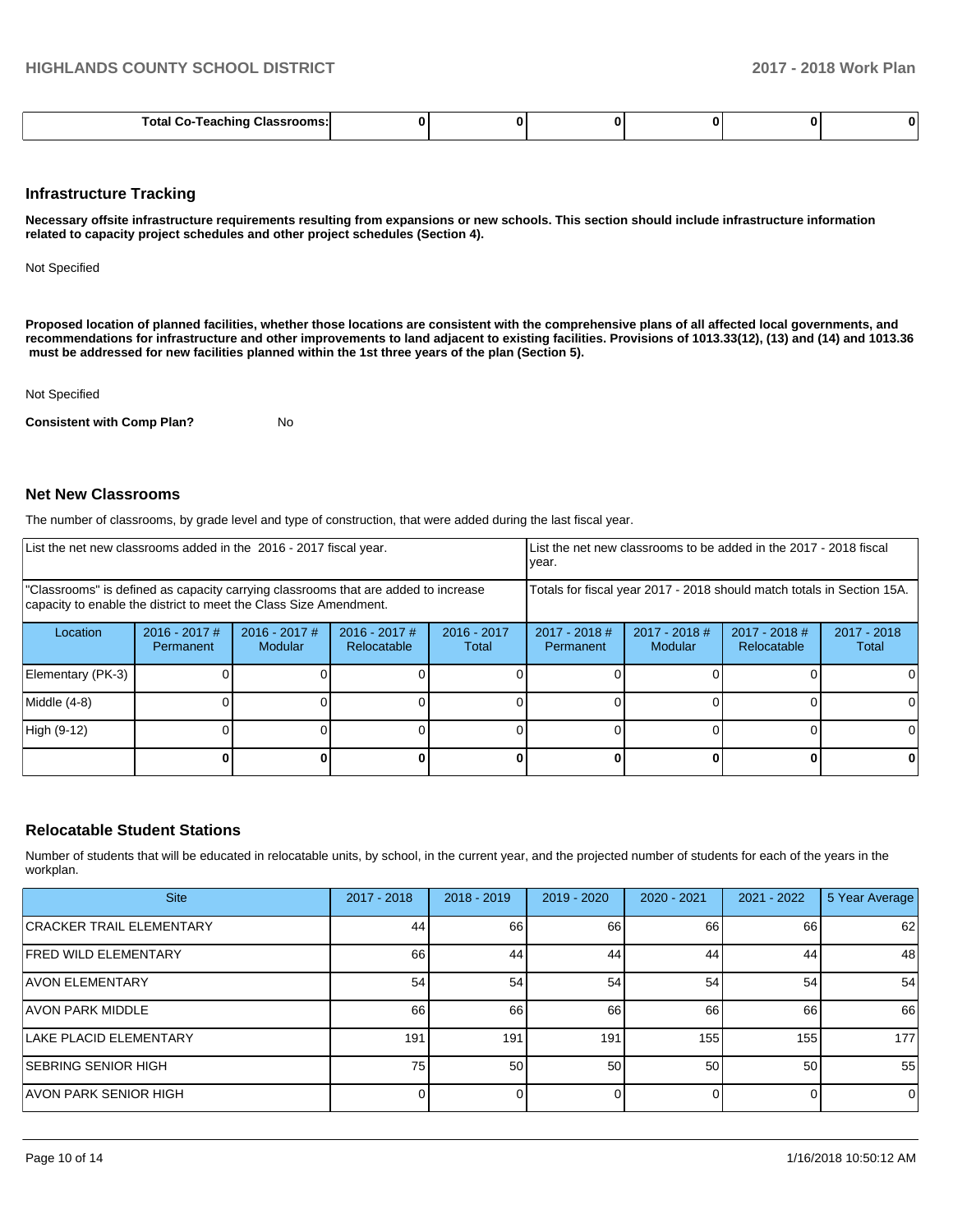| Total Co-Teaching Classrooms: | 0 | 0 | 0 | 0 | 0 | 0 |
|---|---|---|---|---|---|---|

### Infrastructure Tracking

**Necessary offsite infrastructure requirements resulting from expansions or new schools. This section should include infrastructure information related to capacity project schedules and other project schedules (Section 4).**

Not Specified

**Proposed location of planned facilities, whether those locations are consistent with the comprehensive plans of all affected local governments, and recommendations for infrastructure and other improvements to land adjacent to existing facilities. Provisions of 1013.33(12), (13) and (14) and 1013.36 must be addressed for new facilities planned within the 1st three years of the plan (Section 5).**

Not Specified

**Consistent with Comp Plan?** No

### Net New Classrooms

The number of classrooms, by grade level and type of construction, that were added during the last fiscal year.

| List the net new classrooms added in the 2016 - 2017 fiscal year. | | | | | List the net new classrooms to be added in the 2017 - 2018 fiscal year. | | | |
|---|---|---|---|---|---|---|---|---|
| "Classrooms" is defined as capacity carrying classrooms that are added to increase capacity to enable the district to meet the Class Size Amendment. | | | | | Totals for fiscal year 2017 - 2018 should match totals in Section 15A. | | | |
| Location | 2016 - 2017 # Permanent | 2016 - 2017 # Modular | 2016 - 2017 # Relocatable | 2016 - 2017 Total | 2017 - 2018 # Permanent | 2017 - 2018 # Modular | 2017 - 2018 # Relocatable | 2017 - 2018 Total |
| Elementary (PK-3) | 0 | 0 | 0 | 0 | 0 | 0 | 0 | 0 |
| Middle (4-8) | 0 | 0 | 0 | 0 | 0 | 0 | 0 | 0 |
| High (9-12) | 0 | 0 | 0 | 0 | 0 | 0 | 0 | 0 |
| | **0** | **0** | **0** | **0** | **0** | **0** | **0** | **0** |

### Relocatable Student Stations

Number of students that will be educated in relocatable units, by school, in the current year, and the projected number of students for each of the years in the workplan.

| Site | 2017 - 2018 | 2018 - 2019 | 2019 - 2020 | 2020 - 2021 | 2021 - 2022 | 5 Year Average |
|---|---|---|---|---|---|---|
| CRACKER TRAIL ELEMENTARY | 44 | 66 | 66 | 66 | 66 | 62 |
| FRED WILD ELEMENTARY | 66 | 44 | 44 | 44 | 44 | 48 |
| AVON ELEMENTARY | 54 | 54 | 54 | 54 | 54 | 54 |
| AVON PARK MIDDLE | 66 | 66 | 66 | 66 | 66 | 66 |
| LAKE PLACID ELEMENTARY | 191 | 191 | 191 | 155 | 155 | 177 |
| SEBRING SENIOR HIGH | 75 | 50 | 50 | 50 | 50 | 55 |
| AVON PARK SENIOR HIGH | 0 | 0 | 0 | 0 | 0 | 0 |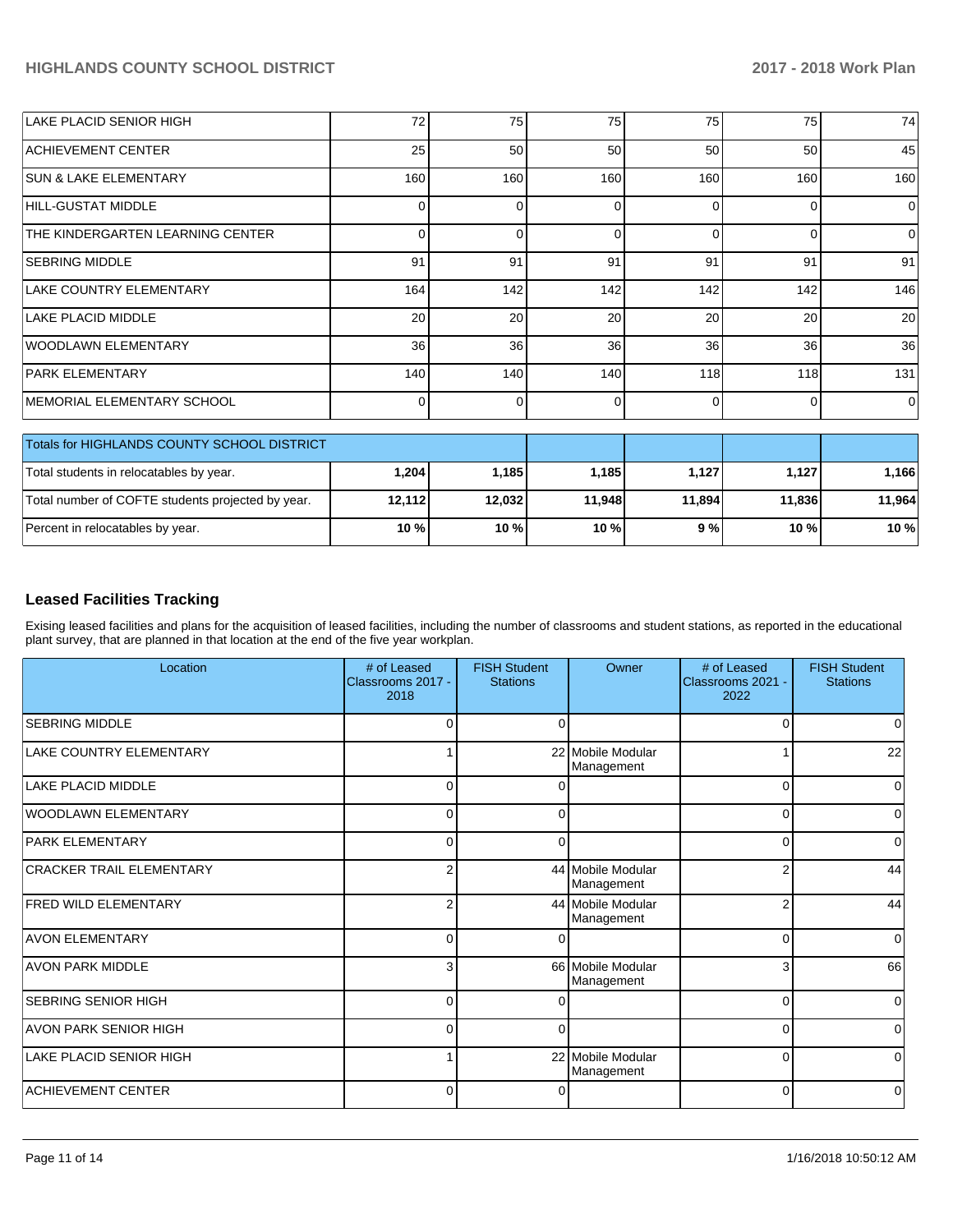| | | | | | | |
|---|---|---|---|---|---|---|
| LAKE PLACID SENIOR HIGH | 72 | 75 | 75 | 75 | 75 | 74 |
| ACHIEVEMENT CENTER | 25 | 50 | 50 | 50 | 50 | 45 |
| SUN & LAKE ELEMENTARY | 160 | 160 | 160 | 160 | 160 | 160 |
| HILL-GUSTAT MIDDLE | 0 | 0 | 0 | 0 | 0 | 0 |
| THE KINDERGARTEN LEARNING CENTER | 0 | 0 | 0 | 0 | 0 | 0 |
| SEBRING MIDDLE | 91 | 91 | 91 | 91 | 91 | 91 |
| LAKE COUNTRY ELEMENTARY | 164 | 142 | 142 | 142 | 142 | 146 |
| LAKE PLACID MIDDLE | 20 | 20 | 20 | 20 | 20 | 20 |
| WOODLAWN ELEMENTARY | 36 | 36 | 36 | 36 | 36 | 36 |
| PARK ELEMENTARY | 140 | 140 | 140 | 118 | 118 | 131 |
| MEMORIAL ELEMENTARY SCHOOL | 0 | 0 | 0 | 0 | 0 | 0 |

| Totals for HIGHLANDS COUNTY SCHOOL DISTRICT | | | | | | |
|---|---|---|---|---|---|---|
| Total students in relocatables by year. | **1,204** | **1,185** | **1,185** | **1,127** | **1,127** | **1,166** |
| Total number of COFTE students projected by year. | **12,112** | **12,032** | **11,948** | **11,894** | **11,836** | **11,964** |
| Percent in relocatables by year. | **10 %** | **10 %** | **10 %** | **9 %** | **10 %** | **10 %** |

## Leased Facilities Tracking

Exising leased facilities and plans for the acquisition of leased facilities, including the number of classrooms and student stations, as reported in the educational plant survey, that are planned in that location at the end of the five year workplan.

| Location | # of Leased Classrooms 2017 - 2018 | FISH Student Stations | Owner | # of Leased Classrooms 2021 - 2022 | FISH Student Stations |
|---|---|---|---|---|---|
| SEBRING MIDDLE | 0 | 0 | | 0 | 0 |
| LAKE COUNTRY ELEMENTARY | 1 | 22 | Mobile Modular Management | 1 | 22 |
| LAKE PLACID MIDDLE | 0 | 0 | | 0 | 0 |
| WOODLAWN ELEMENTARY | 0 | 0 | | 0 | 0 |
| PARK ELEMENTARY | 0 | 0 | | 0 | 0 |
| CRACKER TRAIL ELEMENTARY | 2 | 44 | Mobile Modular Management | 2 | 44 |
| FRED WILD ELEMENTARY | 2 | 44 | Mobile Modular Management | 2 | 44 |
| AVON ELEMENTARY | 0 | 0 | | 0 | 0 |
| AVON PARK MIDDLE | 3 | 66 | Mobile Modular Management | 3 | 66 |
| SEBRING SENIOR HIGH | 0 | 0 | | 0 | 0 |
| AVON PARK SENIOR HIGH | 0 | 0 | | 0 | 0 |
| LAKE PLACID SENIOR HIGH | 1 | 22 | Mobile Modular Management | 0 | 0 |
| ACHIEVEMENT CENTER | 0 | 0 | | 0 | 0 |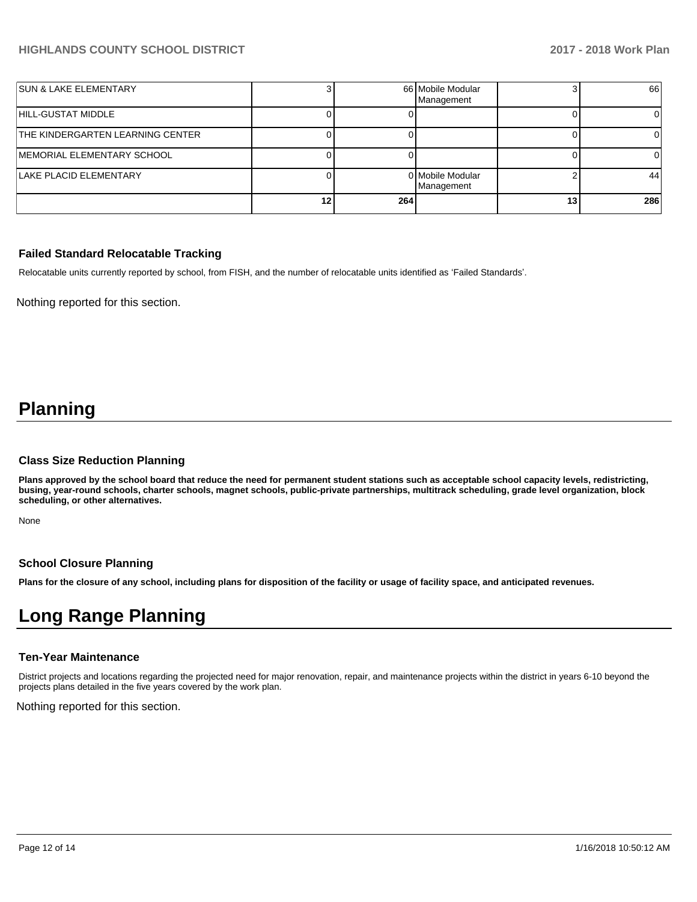| | | | | | |
|---|---|---|---|---|---|
| SUN & LAKE ELEMENTARY | 3 | 66 | Mobile Modular Management | 3 | 66 |
| HILL-GUSTAT MIDDLE | 0 | 0 | | 0 | 0 |
| THE KINDERGARTEN LEARNING CENTER | 0 | 0 | | 0 | 0 |
| MEMORIAL ELEMENTARY SCHOOL | 0 | 0 | | 0 | 0 |
| LAKE PLACID ELEMENTARY | 0 | 0 | Mobile Modular Management | 2 | 44 |
| | 12 | 264 | | 13 | 286 |

### Failed Standard Relocatable Tracking

Relocatable units currently reported by school, from FISH, and the number of relocatable units identified as 'Failed Standards'.

Nothing reported for this section.

# Planning

### Class Size Reduction Planning

**Plans approved by the school board that reduce the need for permanent student stations such as acceptable school capacity levels, redistricting, busing, year-round schools, charter schools, magnet schools, public-private partnerships, multitrack scheduling, grade level organization, block scheduling, or other alternatives.**

None

### School Closure Planning

**Plans for the closure of any school, including plans for disposition of the facility or usage of facility space, and anticipated revenues.**

# Long Range Planning

### Ten-Year Maintenance

District projects and locations regarding the projected need for major renovation, repair, and maintenance projects within the district in years 6-10 beyond the projects plans detailed in the five years covered by the work plan.

Nothing reported for this section.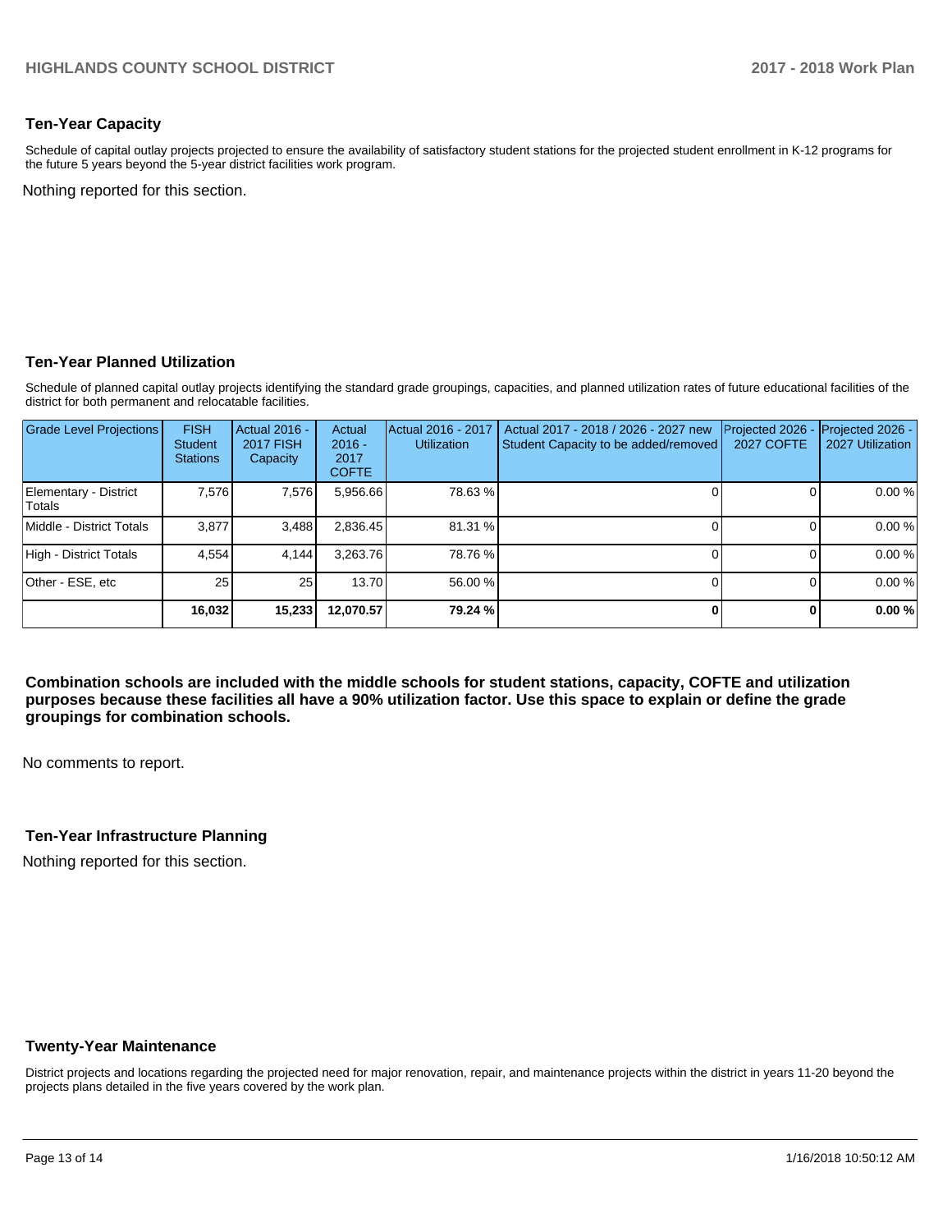## Ten-Year Capacity

Schedule of capital outlay projects projected to ensure the availability of satisfactory student stations for the projected student enrollment in K-12 programs for the future 5 years beyond the 5-year district facilities work program.

Nothing reported for this section.

## Ten-Year Planned Utilization

Schedule of planned capital outlay projects identifying the standard grade groupings, capacities, and planned utilization rates of future educational facilities of the district for both permanent and relocatable facilities.

| Grade Level Projections | FISH Student Stations | Actual 2016 - 2017 FISH Capacity | Actual 2016 - 2017 COFTE | Actual 2016 - 2017 Utilization | Actual 2017 - 2018 / 2026 - 2027 new Student Capacity to be added/removed | Projected 2026 - 2027 COFTE | Projected 2026 - 2027 Utilization |
|---|---|---|---|---|---|---|---|
| Elementary - District Totals | 7,576 | 7,576 | 5,956.66 | 78.63 % | 0 | 0 | 0.00 % |
| Middle - District Totals | 3,877 | 3,488 | 2,836.45 | 81.31 % | 0 | 0 | 0.00 % |
| High - District Totals | 4,554 | 4,144 | 3,263.76 | 78.76 % | 0 | 0 | 0.00 % |
| Other - ESE, etc | 25 | 25 | 13.70 | 56.00 % | 0 | 0 | 0.00 % |
| | **16,032** | **15,233** | **12,070.57** | **79.24 %** | **0** | **0** | **0.00 %** |

**Combination schools are included with the middle schools for student stations, capacity, COFTE and utilization purposes because these facilities all have a 90% utilization factor. Use this space to explain or define the grade groupings for combination schools.**

No comments to report.

## Ten-Year Infrastructure Planning

Nothing reported for this section.

## Twenty-Year Maintenance

District projects and locations regarding the projected need for major renovation, repair, and maintenance projects within the district in years 11-20 beyond the projects plans detailed in the five years covered by the work plan.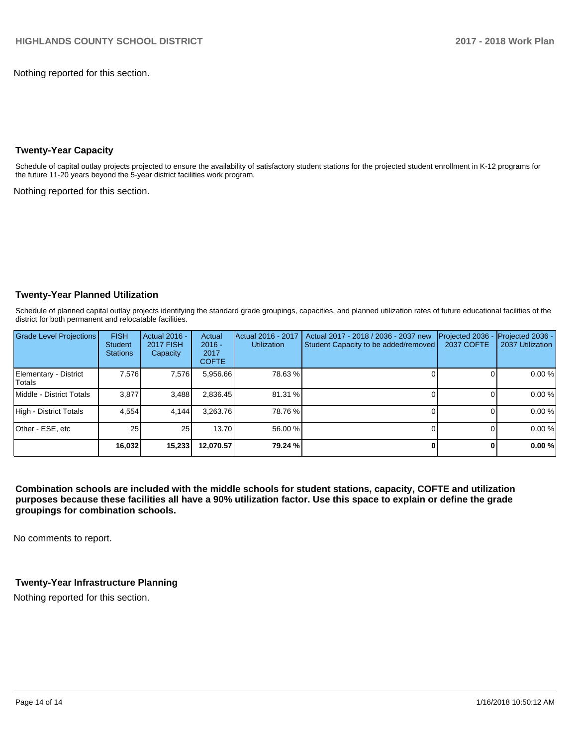Nothing reported for this section.

### Twenty-Year Capacity

Schedule of capital outlay projects projected to ensure the availability of satisfactory student stations for the projected student enrollment in K-12 programs for the future 11-20 years beyond the 5-year district facilities work program.

Nothing reported for this section.

### Twenty-Year Planned Utilization

Schedule of planned capital outlay projects identifying the standard grade groupings, capacities, and planned utilization rates of future educational facilities of the district for both permanent and relocatable facilities.

| Grade Level Projections | FISH Student Stations | Actual 2016 - 2017 FISH Capacity | Actual 2016 - 2017 COFTE | Actual 2016 - 2017 Utilization | Actual 2017 - 2018 / 2036 - 2037 new Student Capacity to be added/removed | Projected 2036 - 2037 COFTE | Projected 2036 - 2037 Utilization |
|---|---|---|---|---|---|---|---|
| Elementary - District Totals | 7,576 | 7,576 | 5,956.66 | 78.63 % | 0 | 0 | 0.00 % |
| Middle - District Totals | 3,877 | 3,488 | 2,836.45 | 81.31 % | 0 | 0 | 0.00 % |
| High - District Totals | 4,554 | 4,144 | 3,263.76 | 78.76 % | 0 | 0 | 0.00 % |
| Other - ESE, etc | 25 | 25 | 13.70 | 56.00 % | 0 | 0 | 0.00 % |
| | **16,032** | **15,233** | **12,070.57** | **79.24 %** | **0** | **0** | **0.00 %** |

**Combination schools are included with the middle schools for student stations, capacity, COFTE and utilization purposes because these facilities all have a 90% utilization factor. Use this space to explain or define the grade groupings for combination schools.**

No comments to report.

### Twenty-Year Infrastructure Planning

Nothing reported for this section.